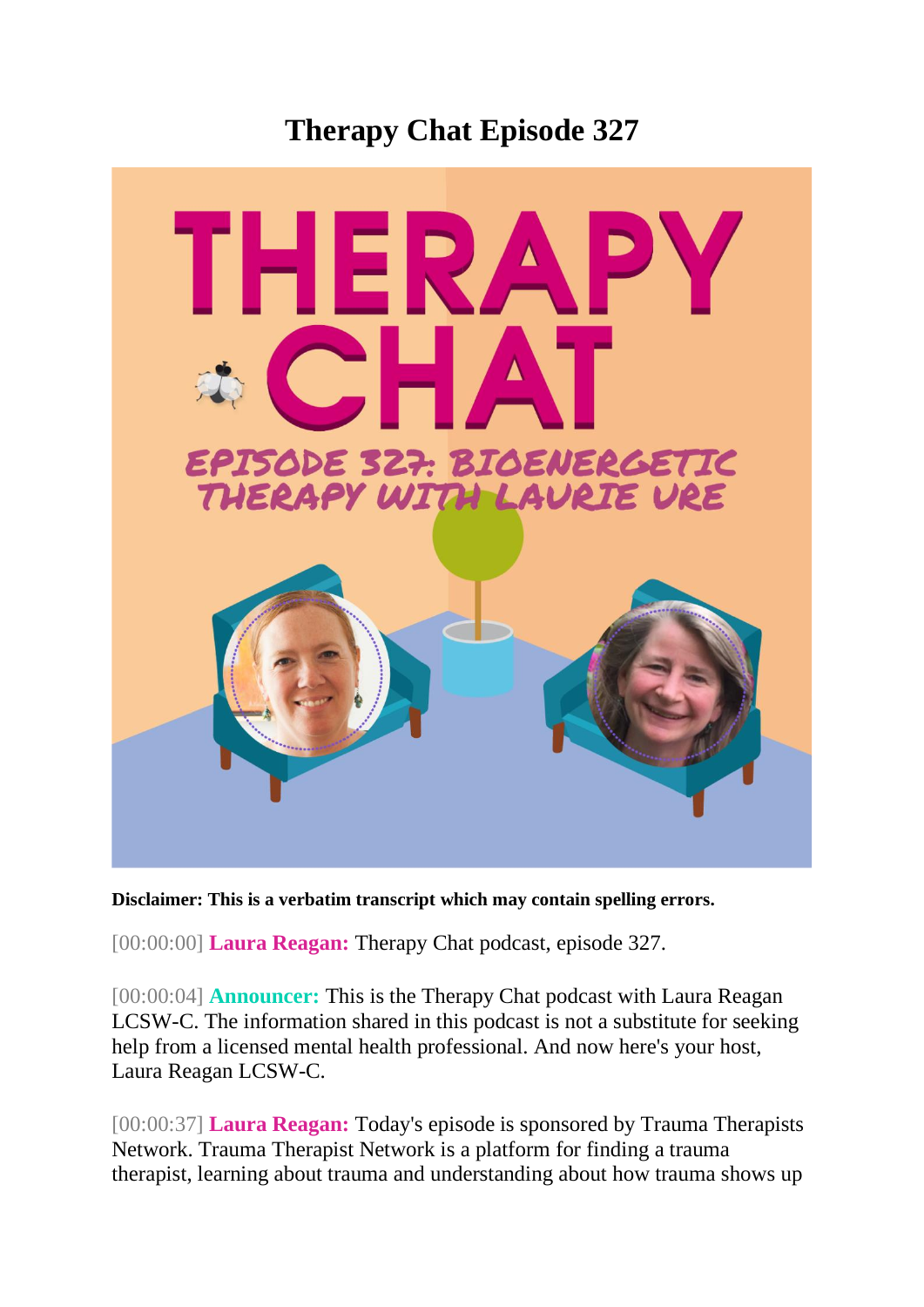# Therapy Chat Episode 327

**Disclaimer: This is a verbatim transcript which may contain spelling errors.**

[00:00:00] **Laura Reagan:** Therapy Chat podcast, episode 327.

[00:00:04] **Announcer:** This is the Therapy Chat podcast with Laura Reagan LCSW-C. The information shared in this podcast is not a substitute for seeking help from a licensed mental health professional. And now here's your host, Laura Reagan LCSW-C.

[00:00:37] **Laura Reagan:** Today's episode is sponsored by Trauma Therapists Network. Trauma Therapist Network is a platform for finding a trauma therapist, learning about trauma and understanding about how trauma shows up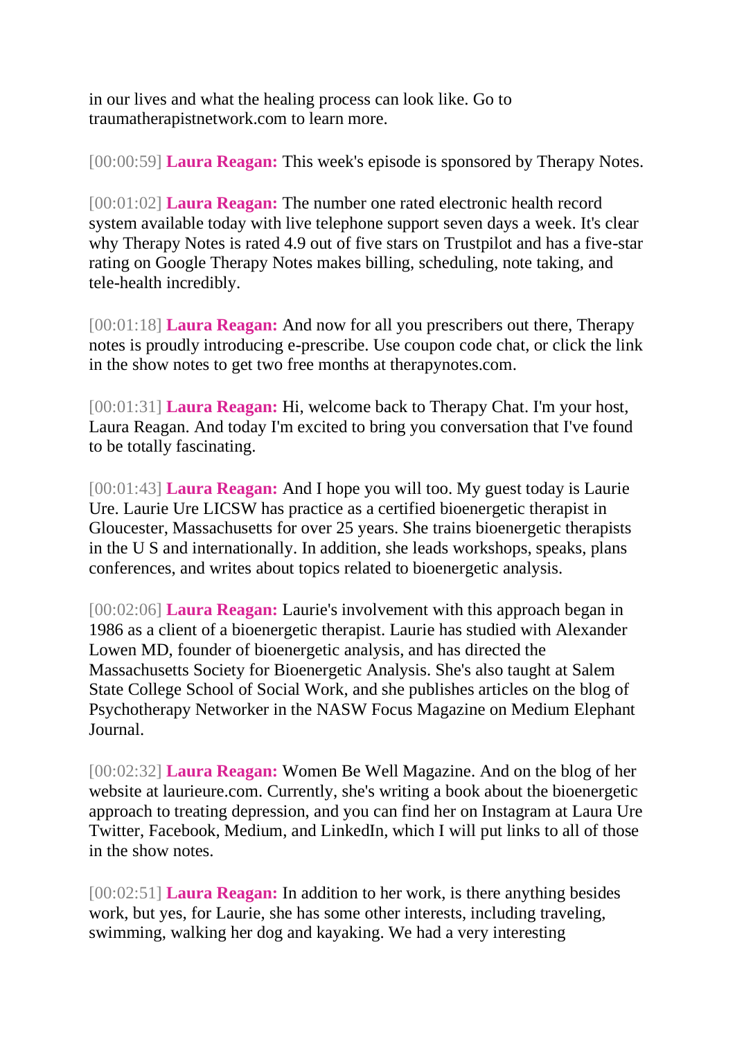in our lives and what the healing process can look like. Go to traumatherapistnetwork.com to learn more.

[00:00:59] **Laura Reagan:** This week's episode is sponsored by Therapy Notes.

[00:01:02] **Laura Reagan:** The number one rated electronic health record system available today with live telephone support seven days a week. It's clear why Therapy Notes is rated 4.9 out of five stars on Trustpilot and has a five-star rating on Google Therapy Notes makes billing, scheduling, note taking, and tele-health incredibly.

[00:01:18] **Laura Reagan:** And now for all you prescribers out there, Therapy notes is proudly introducing e-prescribe. Use coupon code chat, or click the link in the show notes to get two free months at therapynotes.com.

[00:01:31] **Laura Reagan:** Hi, welcome back to Therapy Chat. I'm your host, Laura Reagan. And today I'm excited to bring you conversation that I've found to be totally fascinating.

[00:01:43] **Laura Reagan:** And I hope you will too. My guest today is Laurie Ure. Laurie Ure LICSW has practice as a certified bioenergetic therapist in Gloucester, Massachusetts for over 25 years. She trains bioenergetic therapists in the U S and internationally. In addition, she leads workshops, speaks, plans conferences, and writes about topics related to bioenergetic analysis.

[00:02:06] **Laura Reagan:** Laurie's involvement with this approach began in 1986 as a client of a bioenergetic therapist. Laurie has studied with Alexander Lowen MD, founder of bioenergetic analysis, and has directed the Massachusetts Society for Bioenergetic Analysis. She's also taught at Salem State College School of Social Work, and she publishes articles on the blog of Psychotherapy Networker in the NASW Focus Magazine on Medium Elephant Journal.

[00:02:32] **Laura Reagan:** Women Be Well Magazine. And on the blog of her website at laurieure.com. Currently, she's writing a book about the bioenergetic approach to treating depression, and you can find her on Instagram at Laura Ure Twitter, Facebook, Medium, and LinkedIn, which I will put links to all of those in the show notes.

[00:02:51] **Laura Reagan:** In addition to her work, is there anything besides work, but yes, for Laurie, she has some other interests, including traveling, swimming, walking her dog and kayaking. We had a very interesting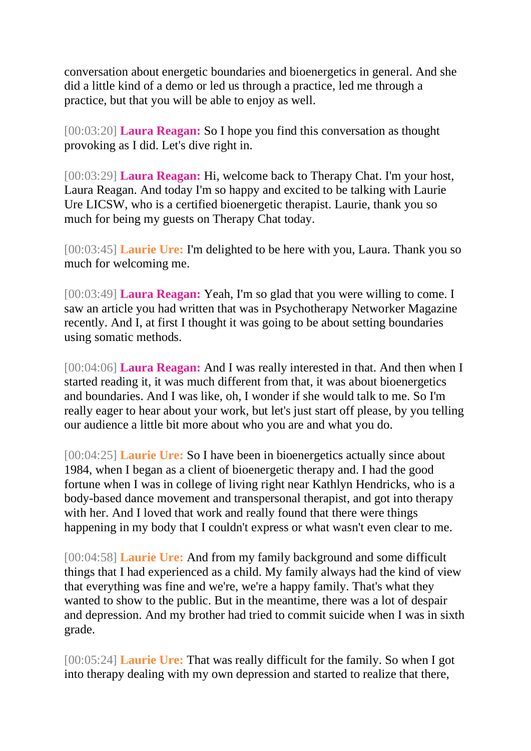conversation about energetic boundaries and bioenergetics in general. And she did a little kind of a demo or led us through a practice, led me through a practice, but that you will be able to enjoy as well.

[00:03:20] **Laura Reagan:** So I hope you find this conversation as thought provoking as I did. Let's dive right in.

[00:03:29] **Laura Reagan:** Hi, welcome back to Therapy Chat. I'm your host, Laura Reagan. And today I'm so happy and excited to be talking with Laurie Ure LICSW, who is a certified bioenergetic therapist. Laurie, thank you so much for being my guests on Therapy Chat today.

[00:03:45] **Laurie Ure:** I'm delighted to be here with you, Laura. Thank you so much for welcoming me.

[00:03:49] **Laura Reagan:** Yeah, I'm so glad that you were willing to come. I saw an article you had written that was in Psychotherapy Networker Magazine recently. And I, at first I thought it was going to be about setting boundaries using somatic methods.

[00:04:06] **Laura Reagan:** And I was really interested in that. And then when I started reading it, it was much different from that, it was about bioenergetics and boundaries. And I was like, oh, I wonder if she would talk to me. So I'm really eager to hear about your work, but let's just start off please, by you telling our audience a little bit more about who you are and what you do.

[00:04:25] **Laurie Ure:** So I have been in bioenergetics actually since about 1984, when I began as a client of bioenergetic therapy and. I had the good fortune when I was in college of living right near Kathlyn Hendricks, who is a body-based dance movement and transpersonal therapist, and got into therapy with her. And I loved that work and really found that there were things happening in my body that I couldn't express or what wasn't even clear to me.

[00:04:58] **Laurie Ure:** And from my family background and some difficult things that I had experienced as a child. My family always had the kind of view that everything was fine and we're, we're a happy family. That's what they wanted to show to the public. But in the meantime, there was a lot of despair and depression. And my brother had tried to commit suicide when I was in sixth grade.

[00:05:24] **Laurie Ure:** That was really difficult for the family. So when I got into therapy dealing with my own depression and started to realize that there,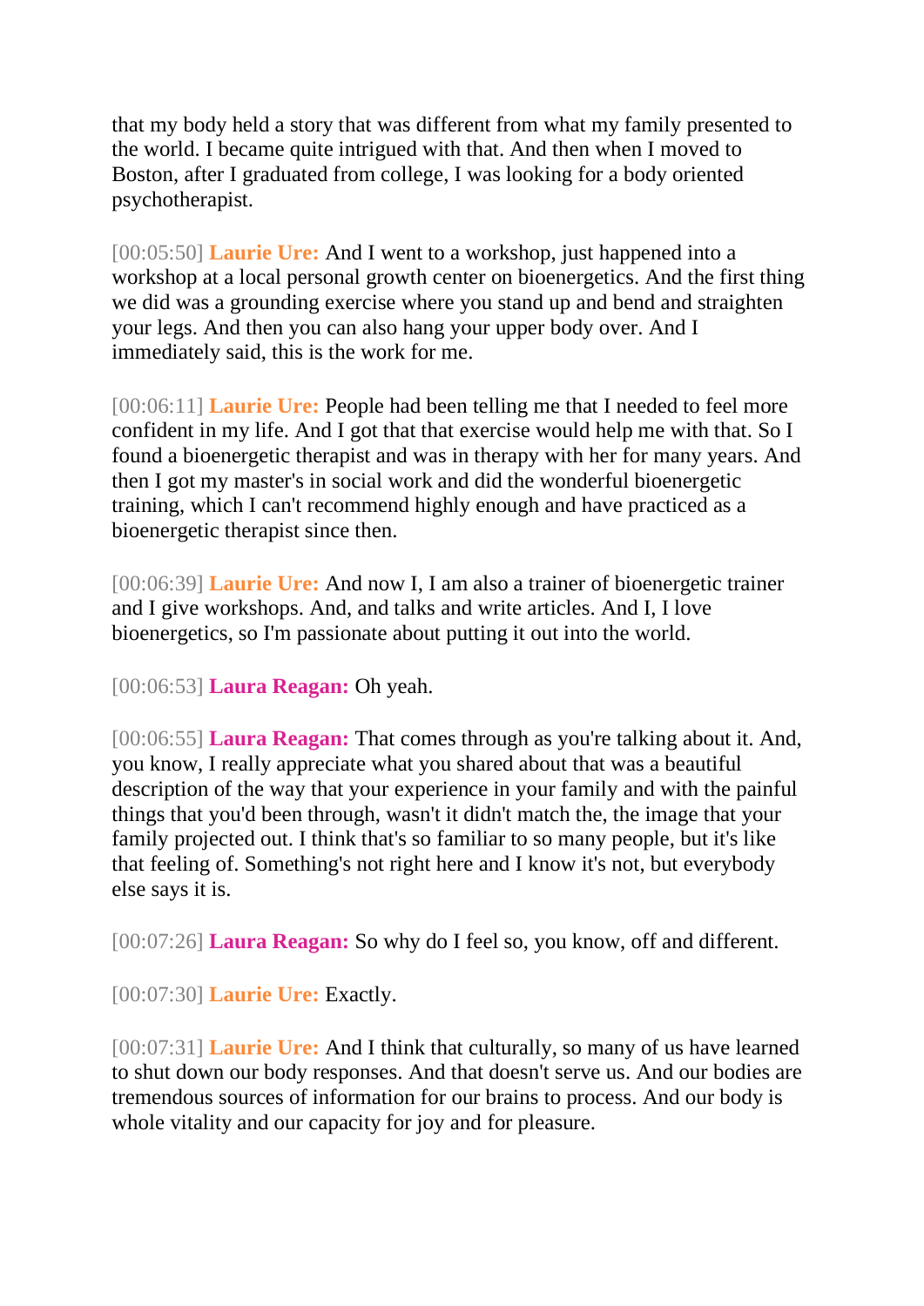that my body held a story that was different from what my family presented to the world. I became quite intrigued with that. And then when I moved to Boston, after I graduated from college, I was looking for a body oriented psychotherapist.

[00:05:50] **Laurie Ure:** And I went to a workshop, just happened into a workshop at a local personal growth center on bioenergetics. And the first thing we did was a grounding exercise where you stand up and bend and straighten your legs. And then you can also hang your upper body over. And I immediately said, this is the work for me.

[00:06:11] **Laurie Ure:** People had been telling me that I needed to feel more confident in my life. And I got that that exercise would help me with that. So I found a bioenergetic therapist and was in therapy with her for many years. And then I got my master's in social work and did the wonderful bioenergetic training, which I can't recommend highly enough and have practiced as a bioenergetic therapist since then.

[00:06:39] **Laurie Ure:** And now I, I am also a trainer of bioenergetic trainer and I give workshops. And, and talks and write articles. And I, I love bioenergetics, so I'm passionate about putting it out into the world.

[00:06:53] **Laura Reagan:** Oh yeah.

[00:06:55] **Laura Reagan:** That comes through as you're talking about it. And, you know, I really appreciate what you shared about that was a beautiful description of the way that your experience in your family and with the painful things that you'd been through, wasn't it didn't match the, the image that your family projected out. I think that's so familiar to so many people, but it's like that feeling of. Something's not right here and I know it's not, but everybody else says it is.

[00:07:26] **Laura Reagan:** So why do I feel so, you know, off and different.

[00:07:30] **Laurie Ure:** Exactly.

[00:07:31] **Laurie Ure:** And I think that culturally, so many of us have learned to shut down our body responses. And that doesn't serve us. And our bodies are tremendous sources of information for our brains to process. And our body is whole vitality and our capacity for joy and for pleasure.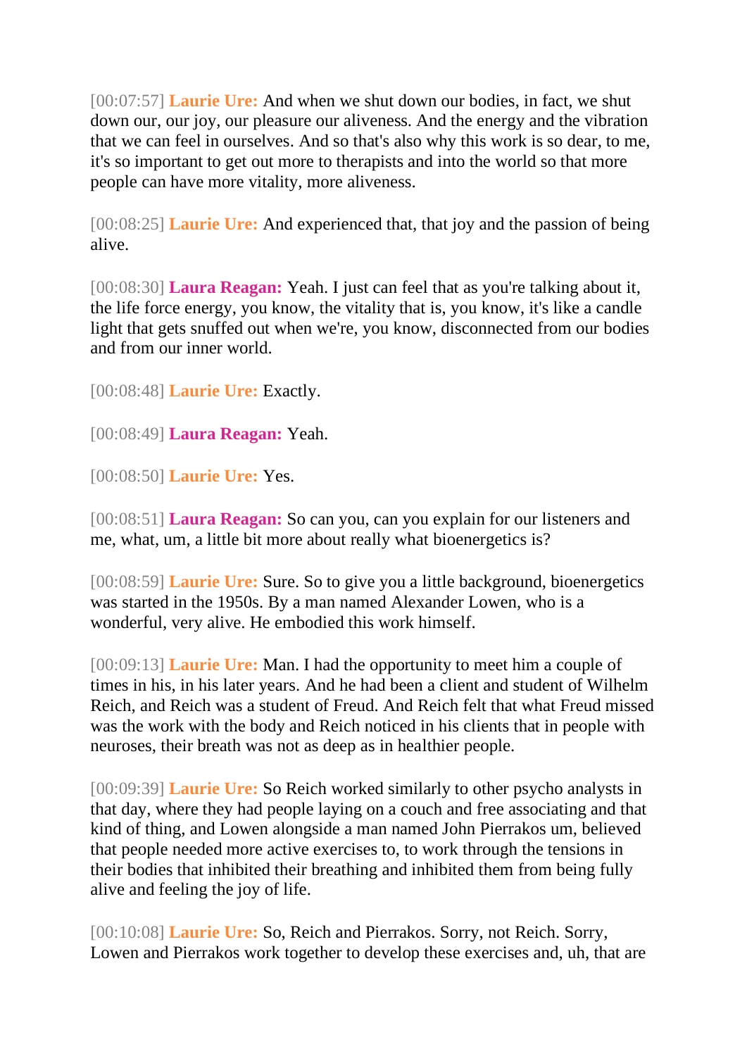[00:07:57] **Laurie Ure:** And when we shut down our bodies, in fact, we shut down our, our joy, our pleasure our aliveness. And the energy and the vibration that we can feel in ourselves. And so that's also why this work is so dear, to me, it's so important to get out more to therapists and into the world so that more people can have more vitality, more aliveness.

[00:08:25] **Laurie Ure:** And experienced that, that joy and the passion of being alive.

[00:08:30] **Laura Reagan:** Yeah. I just can feel that as you're talking about it, the life force energy, you know, the vitality that is, you know, it's like a candle light that gets snuffed out when we're, you know, disconnected from our bodies and from our inner world.

[00:08:48] **Laurie Ure:** Exactly.

[00:08:49] **Laura Reagan:** Yeah.

[00:08:50] **Laurie Ure:** Yes.

[00:08:51] **Laura Reagan:** So can you, can you explain for our listeners and me, what, um, a little bit more about really what bioenergetics is?

[00:08:59] **Laurie Ure:** Sure. So to give you a little background, bioenergetics was started in the 1950s. By a man named Alexander Lowen, who is a wonderful, very alive. He embodied this work himself.

[00:09:13] **Laurie Ure:** Man. I had the opportunity to meet him a couple of times in his, in his later years. And he had been a client and student of Wilhelm Reich, and Reich was a student of Freud. And Reich felt that what Freud missed was the work with the body and Reich noticed in his clients that in people with neuroses, their breath was not as deep as in healthier people.

[00:09:39] **Laurie Ure:** So Reich worked similarly to other psycho analysts in that day, where they had people laying on a couch and free associating and that kind of thing, and Lowen alongside a man named John Pierrakos um, believed that people needed more active exercises to, to work through the tensions in their bodies that inhibited their breathing and inhibited them from being fully alive and feeling the joy of life.

[00:10:08] **Laurie Ure:** So, Reich and Pierrakos. Sorry, not Reich. Sorry, Lowen and Pierrakos work together to develop these exercises and, uh, that are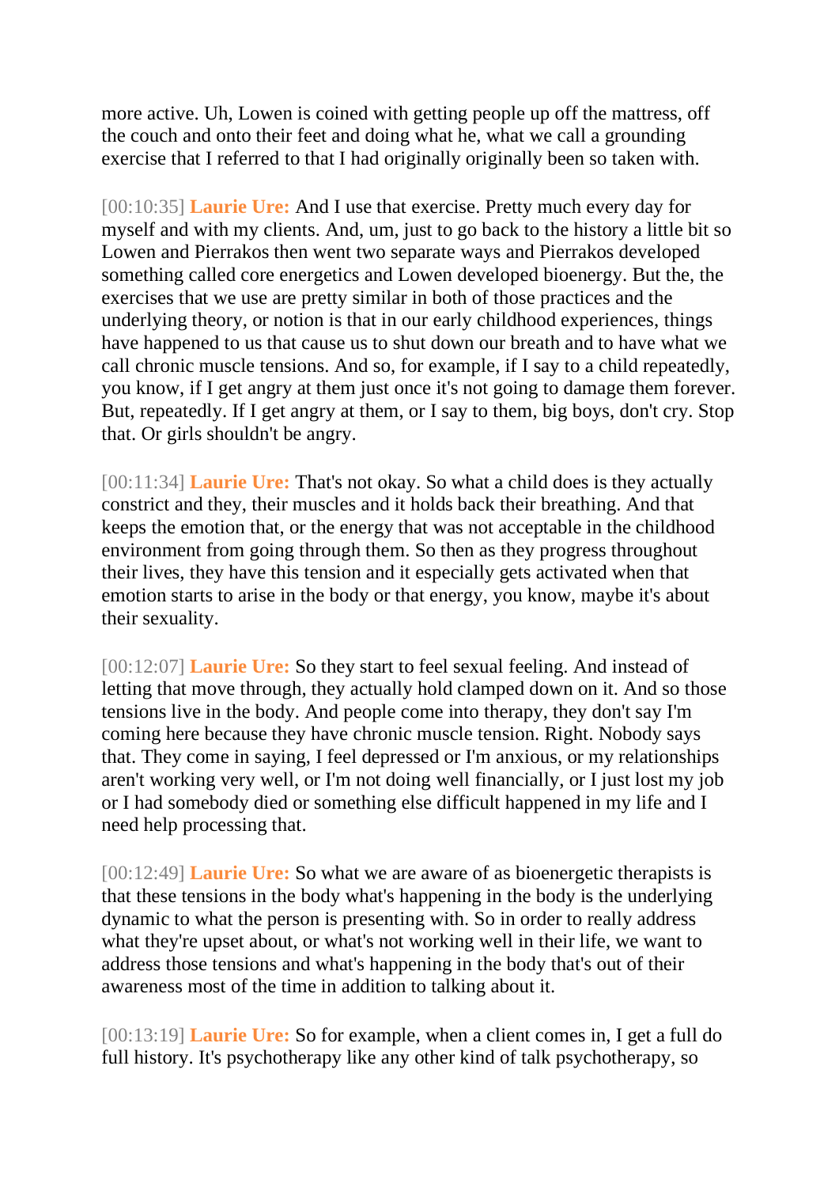more active. Uh, Lowen is coined with getting people up off the mattress, off the couch and onto their feet and doing what he, what we call a grounding exercise that I referred to that I had originally originally been so taken with.

[00:10:35] **Laurie Ure:** And I use that exercise. Pretty much every day for myself and with my clients. And, um, just to go back to the history a little bit so Lowen and Pierrakos then went two separate ways and Pierrakos developed something called core energetics and Lowen developed bioenergy. But the, the exercises that we use are pretty similar in both of those practices and the underlying theory, or notion is that in our early childhood experiences, things have happened to us that cause us to shut down our breath and to have what we call chronic muscle tensions. And so, for example, if I say to a child repeatedly, you know, if I get angry at them just once it's not going to damage them forever. But, repeatedly. If I get angry at them, or I say to them, big boys, don't cry. Stop that. Or girls shouldn't be angry.

[00:11:34] **Laurie Ure:** That's not okay. So what a child does is they actually constrict and they, their muscles and it holds back their breathing. And that keeps the emotion that, or the energy that was not acceptable in the childhood environment from going through them. So then as they progress throughout their lives, they have this tension and it especially gets activated when that emotion starts to arise in the body or that energy, you know, maybe it's about their sexuality.

[00:12:07] **Laurie Ure:** So they start to feel sexual feeling. And instead of letting that move through, they actually hold clamped down on it. And so those tensions live in the body. And people come into therapy, they don't say I'm coming here because they have chronic muscle tension. Right. Nobody says that. They come in saying, I feel depressed or I'm anxious, or my relationships aren't working very well, or I'm not doing well financially, or I just lost my job or I had somebody died or something else difficult happened in my life and I need help processing that.

[00:12:49] **Laurie Ure:** So what we are aware of as bioenergetic therapists is that these tensions in the body what's happening in the body is the underlying dynamic to what the person is presenting with. So in order to really address what they're upset about, or what's not working well in their life, we want to address those tensions and what's happening in the body that's out of their awareness most of the time in addition to talking about it.

[00:13:19] **Laurie Ure:** So for example, when a client comes in, I get a full do full history. It's psychotherapy like any other kind of talk psychotherapy, so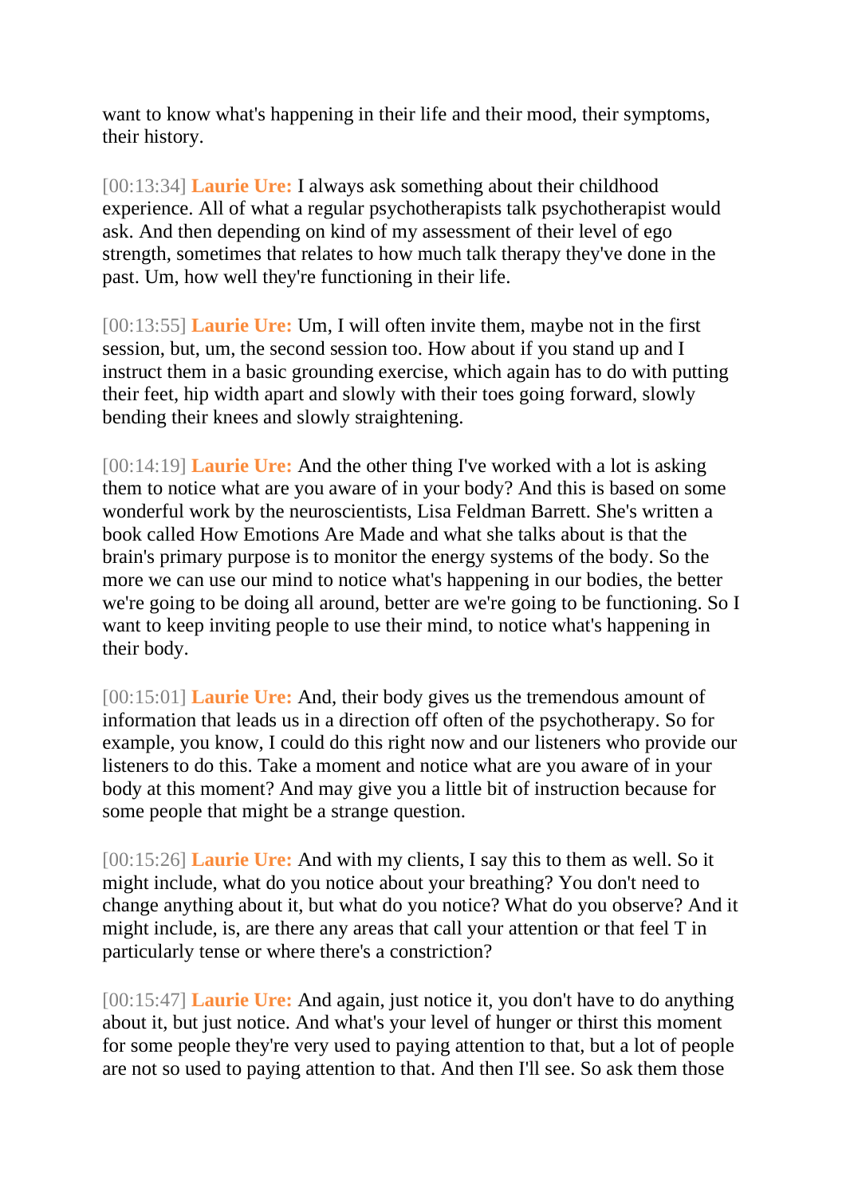want to know what's happening in their life and their mood, their symptoms, their history.

[00:13:34] **Laurie Ure:** I always ask something about their childhood experience. All of what a regular psychotherapists talk psychotherapist would ask. And then depending on kind of my assessment of their level of ego strength, sometimes that relates to how much talk therapy they've done in the past. Um, how well they're functioning in their life.

[00:13:55] **Laurie Ure:** Um, I will often invite them, maybe not in the first session, but, um, the second session too. How about if you stand up and I instruct them in a basic grounding exercise, which again has to do with putting their feet, hip width apart and slowly with their toes going forward, slowly bending their knees and slowly straightening.

[00:14:19] **Laurie Ure:** And the other thing I've worked with a lot is asking them to notice what are you aware of in your body? And this is based on some wonderful work by the neuroscientists, Lisa Feldman Barrett. She's written a book called How Emotions Are Made and what she talks about is that the brain's primary purpose is to monitor the energy systems of the body. So the more we can use our mind to notice what's happening in our bodies, the better we're going to be doing all around, better are we're going to be functioning. So I want to keep inviting people to use their mind, to notice what's happening in their body.

[00:15:01] **Laurie Ure:** And, their body gives us the tremendous amount of information that leads us in a direction off often of the psychotherapy. So for example, you know, I could do this right now and our listeners who provide our listeners to do this. Take a moment and notice what are you aware of in your body at this moment? And may give you a little bit of instruction because for some people that might be a strange question.

[00:15:26] **Laurie Ure:** And with my clients, I say this to them as well. So it might include, what do you notice about your breathing? You don't need to change anything about it, but what do you notice? What do you observe? And it might include, is, are there any areas that call your attention or that feel T in particularly tense or where there's a constriction?

[00:15:47] **Laurie Ure:** And again, just notice it, you don't have to do anything about it, but just notice. And what's your level of hunger or thirst this moment for some people they're very used to paying attention to that, but a lot of people are not so used to paying attention to that. And then I'll see. So ask them those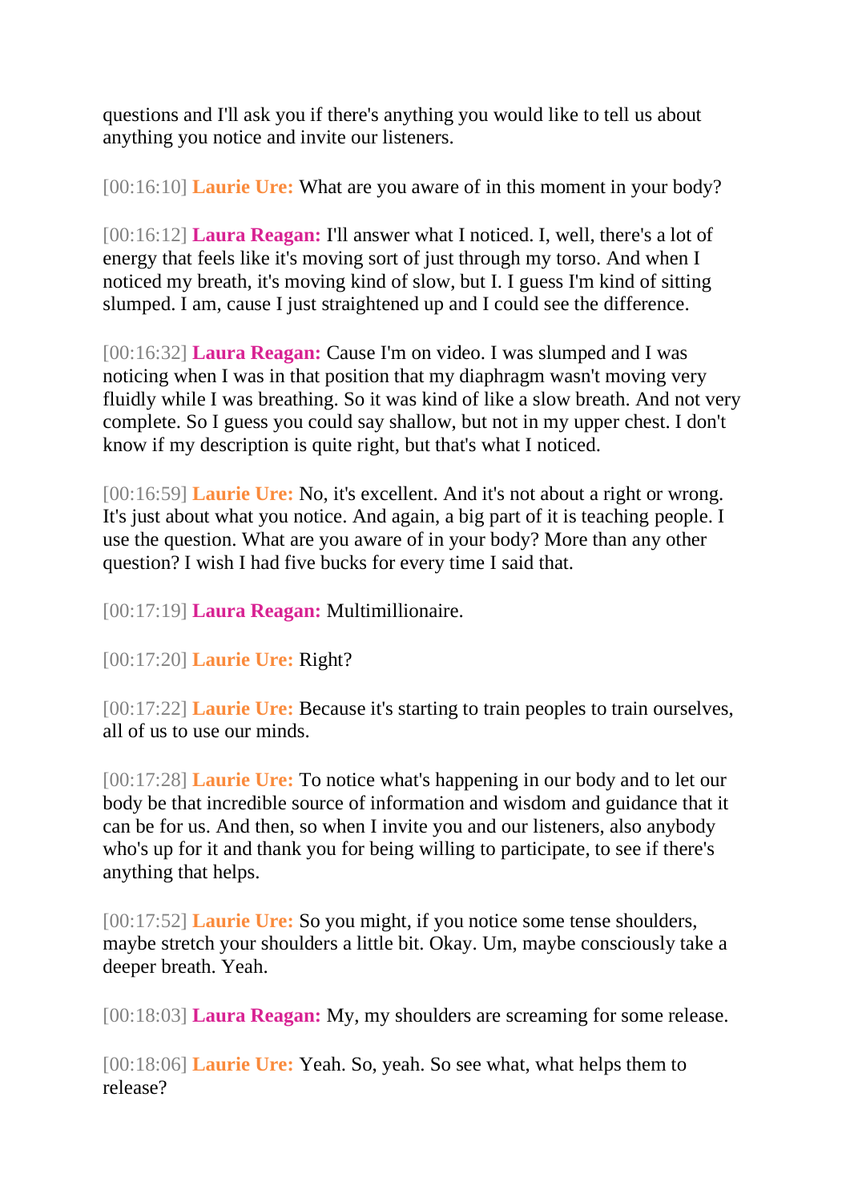questions and I'll ask you if there's anything you would like to tell us about anything you notice and invite our listeners.

[00:16:10] **Laurie Ure:** What are you aware of in this moment in your body?

[00:16:12] **Laura Reagan:** I'll answer what I noticed. I, well, there's a lot of energy that feels like it's moving sort of just through my torso. And when I noticed my breath, it's moving kind of slow, but I. I guess I'm kind of sitting slumped. I am, cause I just straightened up and I could see the difference.

[00:16:32] **Laura Reagan:** Cause I'm on video. I was slumped and I was noticing when I was in that position that my diaphragm wasn't moving very fluidly while I was breathing. So it was kind of like a slow breath. And not very complete. So I guess you could say shallow, but not in my upper chest. I don't know if my description is quite right, but that's what I noticed.

[00:16:59] **Laurie Ure:** No, it's excellent. And it's not about a right or wrong. It's just about what you notice. And again, a big part of it is teaching people. I use the question. What are you aware of in your body? More than any other question? I wish I had five bucks for every time I said that.

[00:17:19] **Laura Reagan:** Multimillionaire.

[00:17:20] **Laurie Ure:** Right?

[00:17:22] **Laurie Ure:** Because it's starting to train peoples to train ourselves, all of us to use our minds.

[00:17:28] **Laurie Ure:** To notice what's happening in our body and to let our body be that incredible source of information and wisdom and guidance that it can be for us. And then, so when I invite you and our listeners, also anybody who's up for it and thank you for being willing to participate, to see if there's anything that helps.

[00:17:52] **Laurie Ure:** So you might, if you notice some tense shoulders, maybe stretch your shoulders a little bit. Okay. Um, maybe consciously take a deeper breath. Yeah.

[00:18:03] **Laura Reagan:** My, my shoulders are screaming for some release.

[00:18:06] **Laurie Ure:** Yeah. So, yeah. So see what, what helps them to release?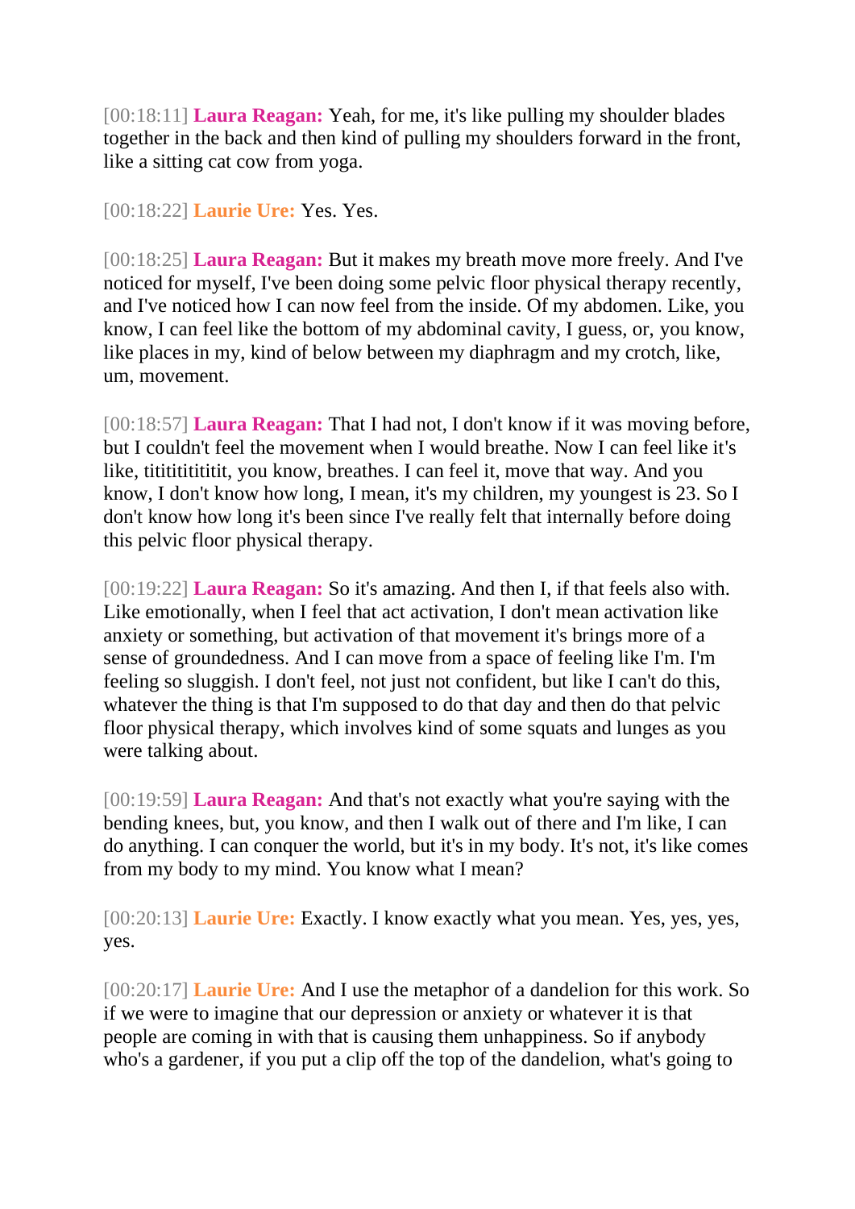[00:18:11] **Laura Reagan:** Yeah, for me, it's like pulling my shoulder blades together in the back and then kind of pulling my shoulders forward in the front, like a sitting cat cow from yoga.

[00:18:22] **Laurie Ure:** Yes. Yes.

[00:18:25] **Laura Reagan:** But it makes my breath move more freely. And I've noticed for myself, I've been doing some pelvic floor physical therapy recently, and I've noticed how I can now feel from the inside. Of my abdomen. Like, you know, I can feel like the bottom of my abdominal cavity, I guess, or, you know, like places in my, kind of below between my diaphragm and my crotch, like, um, movement.

[00:18:57] **Laura Reagan:** That I had not, I don't know if it was moving before, but I couldn't feel the movement when I would breathe. Now I can feel like it's like, titititititit, you know, breathes. I can feel it, move that way. And you know, I don't know how long, I mean, it's my children, my youngest is 23. So I don't know how long it's been since I've really felt that internally before doing this pelvic floor physical therapy.

[00:19:22] **Laura Reagan:** So it's amazing. And then I, if that feels also with. Like emotionally, when I feel that act activation, I don't mean activation like anxiety or something, but activation of that movement it's brings more of a sense of groundedness. And I can move from a space of feeling like I'm. I'm feeling so sluggish. I don't feel, not just not confident, but like I can't do this, whatever the thing is that I'm supposed to do that day and then do that pelvic floor physical therapy, which involves kind of some squats and lunges as you were talking about.

[00:19:59] **Laura Reagan:** And that's not exactly what you're saying with the bending knees, but, you know, and then I walk out of there and I'm like, I can do anything. I can conquer the world, but it's in my body. It's not, it's like comes from my body to my mind. You know what I mean?

[00:20:13] **Laurie Ure:** Exactly. I know exactly what you mean. Yes, yes, yes, yes.

[00:20:17] **Laurie Ure:** And I use the metaphor of a dandelion for this work. So if we were to imagine that our depression or anxiety or whatever it is that people are coming in with that is causing them unhappiness. So if anybody who's a gardener, if you put a clip off the top of the dandelion, what's going to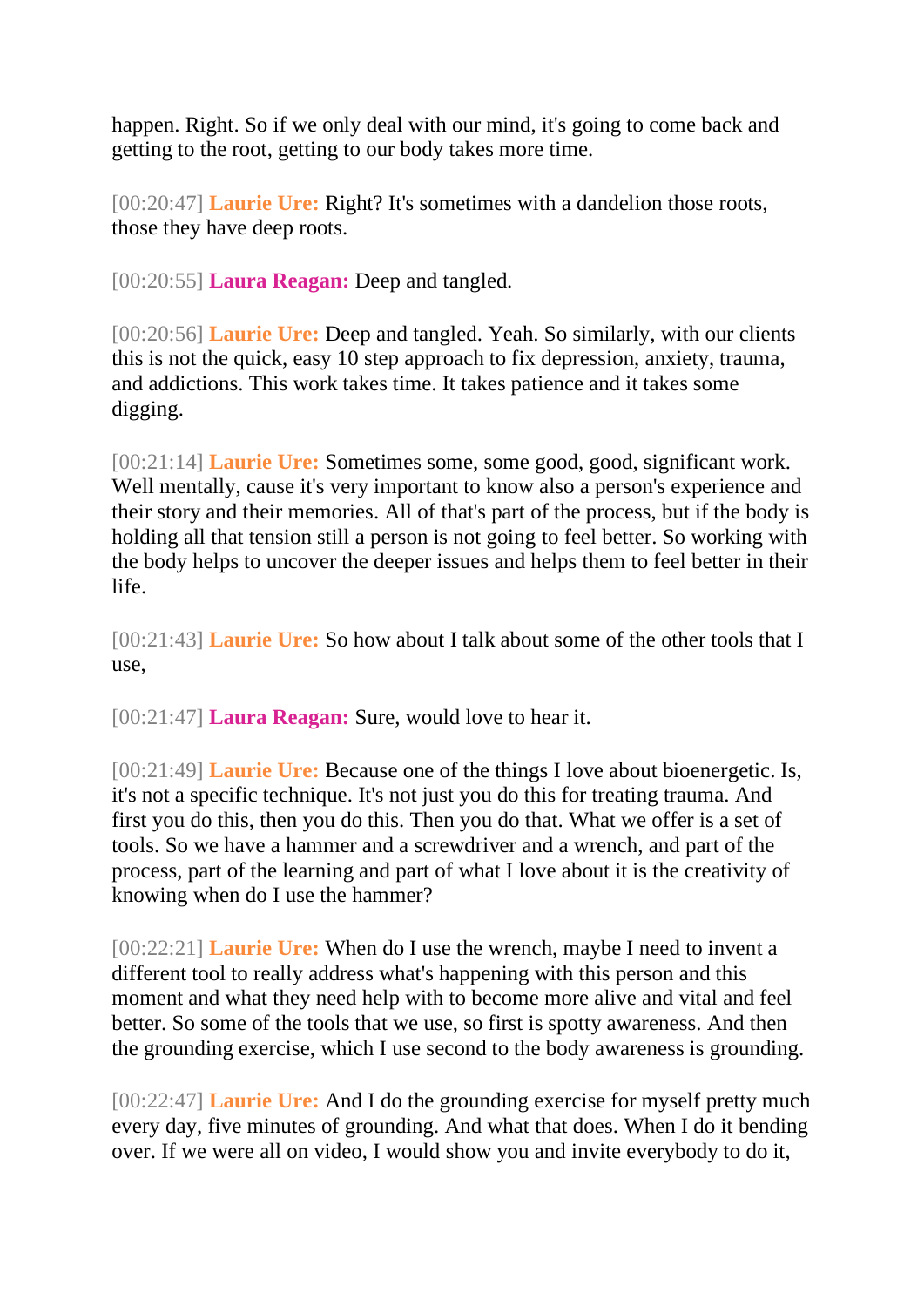happen. Right. So if we only deal with our mind, it's going to come back and getting to the root, getting to our body takes more time.

[00:20:47] **Laurie Ure:** Right? It's sometimes with a dandelion those roots, those they have deep roots.

[00:20:55] **Laura Reagan:** Deep and tangled.

[00:20:56] **Laurie Ure:** Deep and tangled. Yeah. So similarly, with our clients this is not the quick, easy 10 step approach to fix depression, anxiety, trauma, and addictions. This work takes time. It takes patience and it takes some digging.

[00:21:14] **Laurie Ure:** Sometimes some, some good, good, significant work. Well mentally, cause it's very important to know also a person's experience and their story and their memories. All of that's part of the process, but if the body is holding all that tension still a person is not going to feel better. So working with the body helps to uncover the deeper issues and helps them to feel better in their life.

[00:21:43] **Laurie Ure:** So how about I talk about some of the other tools that I use,

[00:21:47] **Laura Reagan:** Sure, would love to hear it.

[00:21:49] **Laurie Ure:** Because one of the things I love about bioenergetic. Is, it's not a specific technique. It's not just you do this for treating trauma. And first you do this, then you do this. Then you do that. What we offer is a set of tools. So we have a hammer and a screwdriver and a wrench, and part of the process, part of the learning and part of what I love about it is the creativity of knowing when do I use the hammer?

[00:22:21] **Laurie Ure:** When do I use the wrench, maybe I need to invent a different tool to really address what's happening with this person and this moment and what they need help with to become more alive and vital and feel better. So some of the tools that we use, so first is spotty awareness. And then the grounding exercise, which I use second to the body awareness is grounding.

[00:22:47] **Laurie Ure:** And I do the grounding exercise for myself pretty much every day, five minutes of grounding. And what that does. When I do it bending over. If we were all on video, I would show you and invite everybody to do it,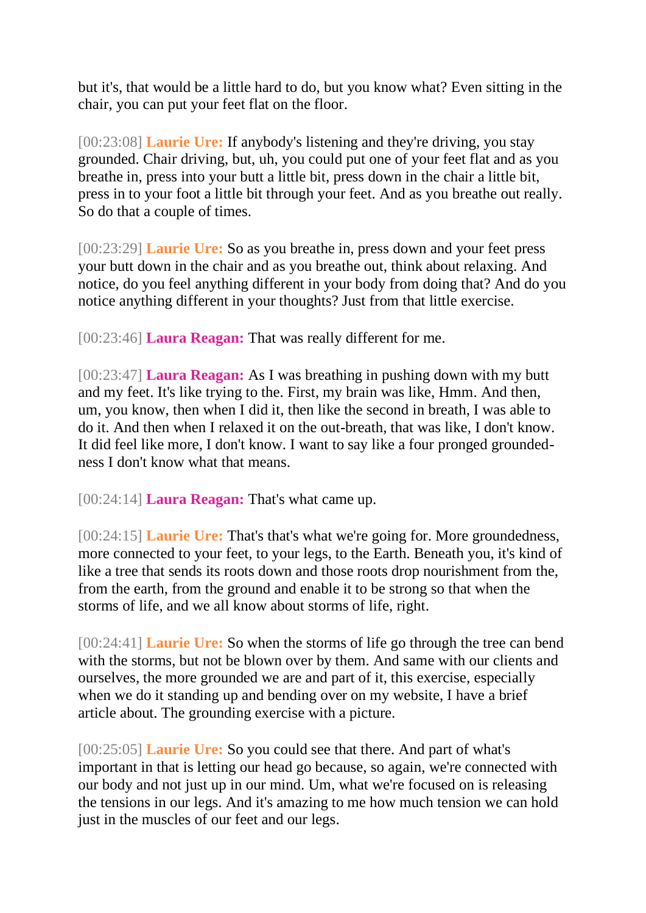but it's, that would be a little hard to do, but you know what? Even sitting in the chair, you can put your feet flat on the floor.

[00:23:08] **Laurie Ure:** If anybody's listening and they're driving, you stay grounded. Chair driving, but, uh, you could put one of your feet flat and as you breathe in, press into your butt a little bit, press down in the chair a little bit, press in to your foot a little bit through your feet. And as you breathe out really. So do that a couple of times.

[00:23:29] **Laurie Ure:** So as you breathe in, press down and your feet press your butt down in the chair and as you breathe out, think about relaxing. And notice, do you feel anything different in your body from doing that? And do you notice anything different in your thoughts? Just from that little exercise.

[00:23:46] **Laura Reagan:** That was really different for me.

[00:23:47] **Laura Reagan:** As I was breathing in pushing down with my butt and my feet. It's like trying to the. First, my brain was like, Hmm. And then, um, you know, then when I did it, then like the second in breath, I was able to do it. And then when I relaxed it on the out-breath, that was like, I don't know. It did feel like more, I don't know. I want to say like a four pronged grounded-ness I don't know what that means.

[00:24:14] **Laura Reagan:** That's what came up.

[00:24:15] **Laurie Ure:** That's that's what we're going for. More groundedness, more connected to your feet, to your legs, to the Earth. Beneath you, it's kind of like a tree that sends its roots down and those roots drop nourishment from the, from the earth, from the ground and enable it to be strong so that when the storms of life, and we all know about storms of life, right.

[00:24:41] **Laurie Ure:** So when the storms of life go through the tree can bend with the storms, but not be blown over by them. And same with our clients and ourselves, the more grounded we are and part of it, this exercise, especially when we do it standing up and bending over on my website, I have a brief article about. The grounding exercise with a picture.

[00:25:05] **Laurie Ure:** So you could see that there. And part of what's important in that is letting our head go because, so again, we're connected with our body and not just up in our mind. Um, what we're focused on is releasing the tensions in our legs. And it's amazing to me how much tension we can hold just in the muscles of our feet and our legs.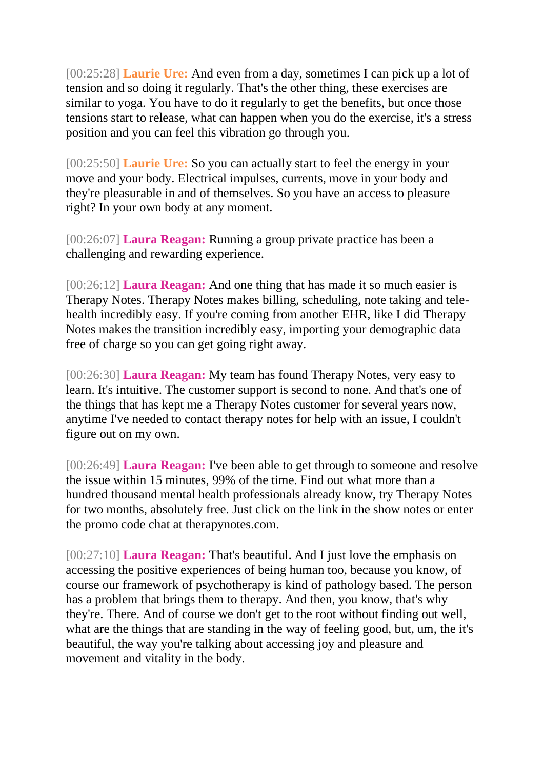[00:25:28] **Laurie Ure:** And even from a day, sometimes I can pick up a lot of tension and so doing it regularly. That's the other thing, these exercises are similar to yoga. You have to do it regularly to get the benefits, but once those tensions start to release, what can happen when you do the exercise, it's a stress position and you can feel this vibration go through you.

[00:25:50] **Laurie Ure:** So you can actually start to feel the energy in your move and your body. Electrical impulses, currents, move in your body and they're pleasurable in and of themselves. So you have an access to pleasure right? In your own body at any moment.

[00:26:07] **Laura Reagan:** Running a group private practice has been a challenging and rewarding experience.

[00:26:12] **Laura Reagan:** And one thing that has made it so much easier is Therapy Notes. Therapy Notes makes billing, scheduling, note taking and tele-health incredibly easy. If you're coming from another EHR, like I did Therapy Notes makes the transition incredibly easy, importing your demographic data free of charge so you can get going right away.

[00:26:30] **Laura Reagan:** My team has found Therapy Notes, very easy to learn. It's intuitive. The customer support is second to none. And that's one of the things that has kept me a Therapy Notes customer for several years now, anytime I've needed to contact therapy notes for help with an issue, I couldn't figure out on my own.

[00:26:49] **Laura Reagan:** I've been able to get through to someone and resolve the issue within 15 minutes, 99% of the time. Find out what more than a hundred thousand mental health professionals already know, try Therapy Notes for two months, absolutely free. Just click on the link in the show notes or enter the promo code chat at therapynotes.com.

[00:27:10] **Laura Reagan:** That's beautiful. And I just love the emphasis on accessing the positive experiences of being human too, because you know, of course our framework of psychotherapy is kind of pathology based. The person has a problem that brings them to therapy. And then, you know, that's why they're. There. And of course we don't get to the root without finding out well, what are the things that are standing in the way of feeling good, but, um, the it's beautiful, the way you're talking about accessing joy and pleasure and movement and vitality in the body.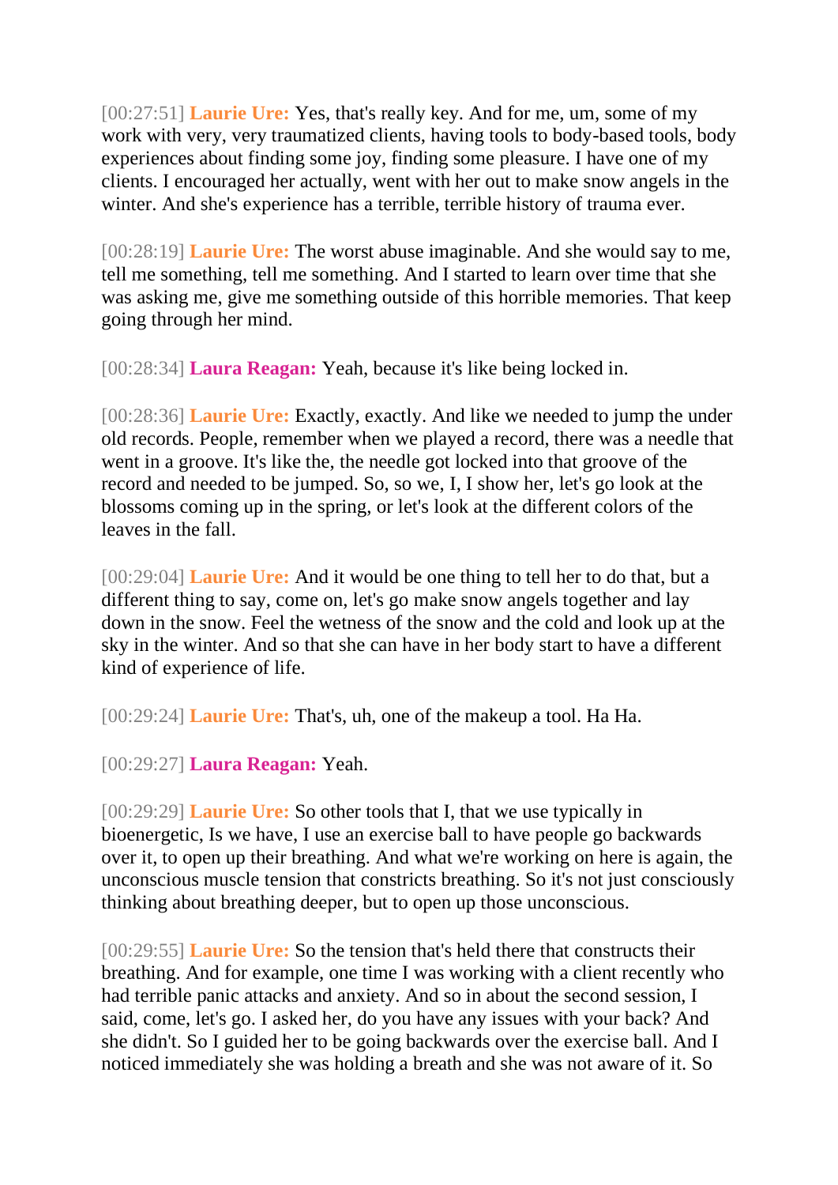[00:27:51] **Laurie Ure:** Yes, that's really key. And for me, um, some of my work with very, very traumatized clients, having tools to body-based tools, body experiences about finding some joy, finding some pleasure. I have one of my clients. I encouraged her actually, went with her out to make snow angels in the winter. And she's experience has a terrible, terrible history of trauma ever.

[00:28:19] **Laurie Ure:** The worst abuse imaginable. And she would say to me, tell me something, tell me something. And I started to learn over time that she was asking me, give me something outside of this horrible memories. That keep going through her mind.

[00:28:34] **Laura Reagan:** Yeah, because it's like being locked in.

[00:28:36] **Laurie Ure:** Exactly, exactly. And like we needed to jump the under old records. People, remember when we played a record, there was a needle that went in a groove. It's like the, the needle got locked into that groove of the record and needed to be jumped. So, so we, I, I show her, let's go look at the blossoms coming up in the spring, or let's look at the different colors of the leaves in the fall.

[00:29:04] **Laurie Ure:** And it would be one thing to tell her to do that, but a different thing to say, come on, let's go make snow angels together and lay down in the snow. Feel the wetness of the snow and the cold and look up at the sky in the winter. And so that she can have in her body start to have a different kind of experience of life.

[00:29:24] **Laurie Ure:** That's, uh, one of the makeup a tool. Ha Ha.

[00:29:27] **Laura Reagan:** Yeah.

[00:29:29] **Laurie Ure:** So other tools that I, that we use typically in bioenergetic, Is we have, I use an exercise ball to have people go backwards over it, to open up their breathing. And what we're working on here is again, the unconscious muscle tension that constricts breathing. So it's not just consciously thinking about breathing deeper, but to open up those unconscious.

[00:29:55] **Laurie Ure:** So the tension that's held there that constructs their breathing. And for example, one time I was working with a client recently who had terrible panic attacks and anxiety. And so in about the second session, I said, come, let's go. I asked her, do you have any issues with your back? And she didn't. So I guided her to be going backwards over the exercise ball. And I noticed immediately she was holding a breath and she was not aware of it. So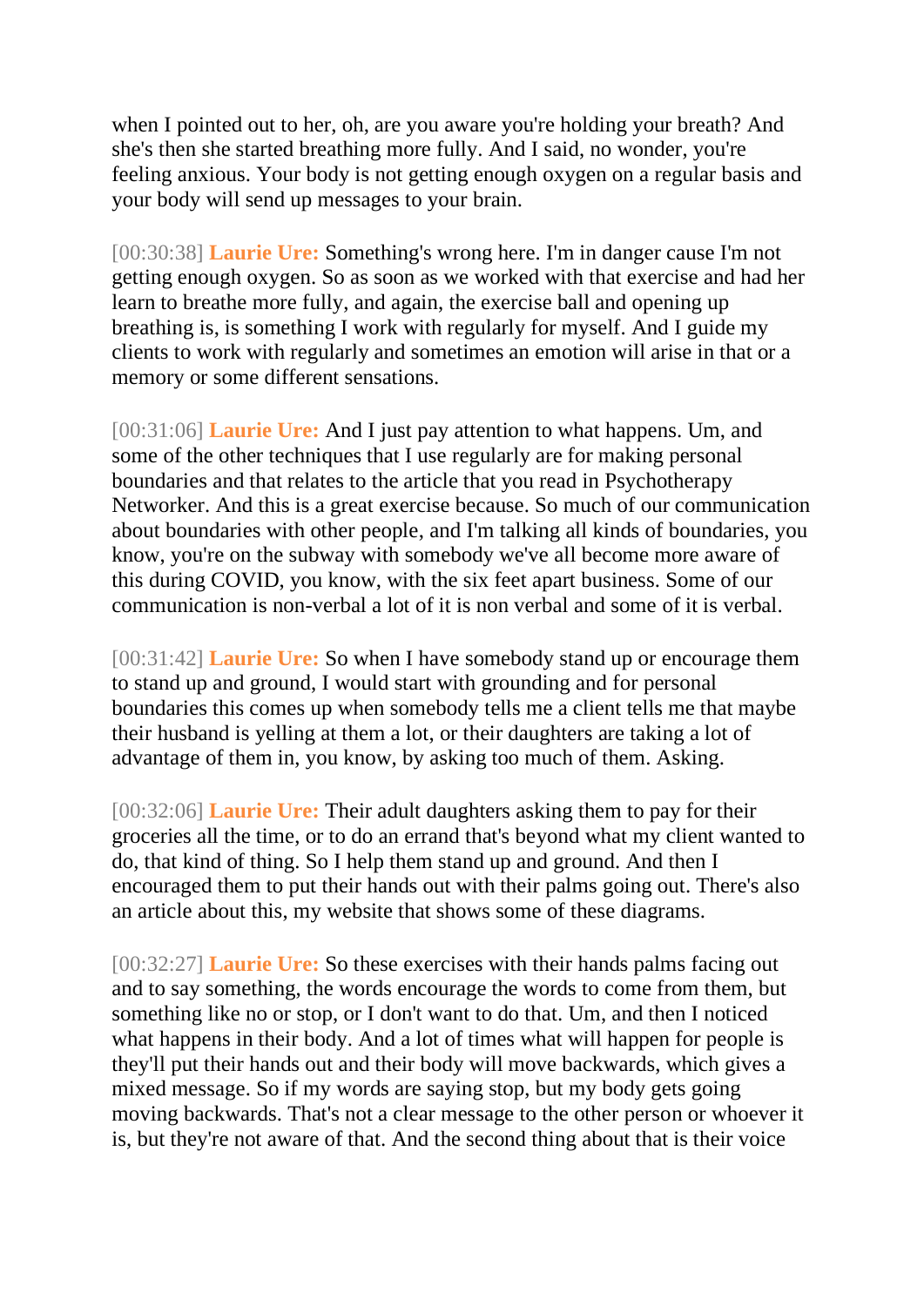when I pointed out to her, oh, are you aware you're holding your breath? And she's then she started breathing more fully. And I said, no wonder, you're feeling anxious. Your body is not getting enough oxygen on a regular basis and your body will send up messages to your brain.

[00:30:38] **Laurie Ure:** Something's wrong here. I'm in danger cause I'm not getting enough oxygen. So as soon as we worked with that exercise and had her learn to breathe more fully, and again, the exercise ball and opening up breathing is, is something I work with regularly for myself. And I guide my clients to work with regularly and sometimes an emotion will arise in that or a memory or some different sensations.

[00:31:06] **Laurie Ure:** And I just pay attention to what happens. Um, and some of the other techniques that I use regularly are for making personal boundaries and that relates to the article that you read in Psychotherapy Networker. And this is a great exercise because. So much of our communication about boundaries with other people, and I'm talking all kinds of boundaries, you know, you're on the subway with somebody we've all become more aware of this during COVID, you know, with the six feet apart business. Some of our communication is non-verbal a lot of it is non verbal and some of it is verbal.

[00:31:42] **Laurie Ure:** So when I have somebody stand up or encourage them to stand up and ground, I would start with grounding and for personal boundaries this comes up when somebody tells me a client tells me that maybe their husband is yelling at them a lot, or their daughters are taking a lot of advantage of them in, you know, by asking too much of them. Asking.

[00:32:06] **Laurie Ure:** Their adult daughters asking them to pay for their groceries all the time, or to do an errand that's beyond what my client wanted to do, that kind of thing. So I help them stand up and ground. And then I encouraged them to put their hands out with their palms going out. There's also an article about this, my website that shows some of these diagrams.

[00:32:27] **Laurie Ure:** So these exercises with their hands palms facing out and to say something, the words encourage the words to come from them, but something like no or stop, or I don't want to do that. Um, and then I noticed what happens in their body. And a lot of times what will happen for people is they'll put their hands out and their body will move backwards, which gives a mixed message. So if my words are saying stop, but my body gets going moving backwards. That's not a clear message to the other person or whoever it is, but they're not aware of that. And the second thing about that is their voice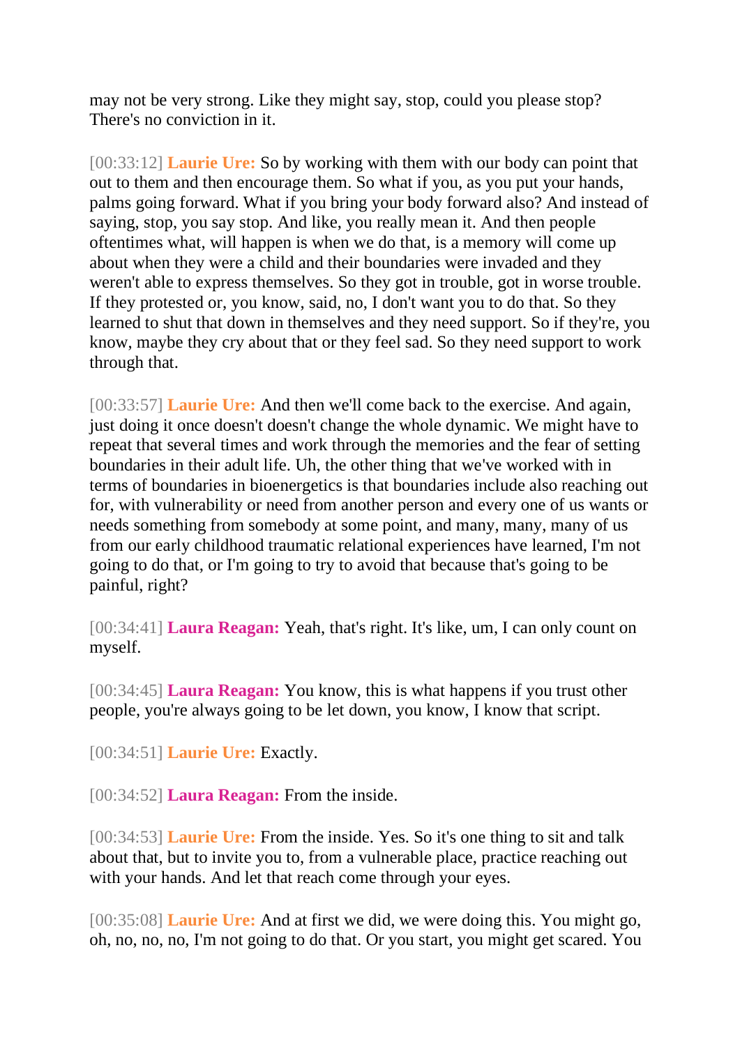may not be very strong. Like they might say, stop, could you please stop? There's no conviction in it.

[00:33:12] **Laurie Ure:** So by working with them with our body can point that out to them and then encourage them. So what if you, as you put your hands, palms going forward. What if you bring your body forward also? And instead of saying, stop, you say stop. And like, you really mean it. And then people oftentimes what, will happen is when we do that, is a memory will come up about when they were a child and their boundaries were invaded and they weren't able to express themselves. So they got in trouble, got in worse trouble. If they protested or, you know, said, no, I don't want you to do that. So they learned to shut that down in themselves and they need support. So if they're, you know, maybe they cry about that or they feel sad. So they need support to work through that.

[00:33:57] **Laurie Ure:** And then we'll come back to the exercise. And again, just doing it once doesn't doesn't change the whole dynamic. We might have to repeat that several times and work through the memories and the fear of setting boundaries in their adult life. Uh, the other thing that we've worked with in terms of boundaries in bioenergetics is that boundaries include also reaching out for, with vulnerability or need from another person and every one of us wants or needs something from somebody at some point, and many, many, many of us from our early childhood traumatic relational experiences have learned, I'm not going to do that, or I'm going to try to avoid that because that's going to be painful, right?

[00:34:41] **Laura Reagan:** Yeah, that's right. It's like, um, I can only count on myself.

[00:34:45] **Laura Reagan:** You know, this is what happens if you trust other people, you're always going to be let down, you know, I know that script.

[00:34:51] **Laurie Ure:** Exactly.

[00:34:52] **Laura Reagan:** From the inside.

[00:34:53] **Laurie Ure:** From the inside. Yes. So it's one thing to sit and talk about that, but to invite you to, from a vulnerable place, practice reaching out with your hands. And let that reach come through your eyes.

[00:35:08] **Laurie Ure:** And at first we did, we were doing this. You might go, oh, no, no, no, I'm not going to do that. Or you start, you might get scared. You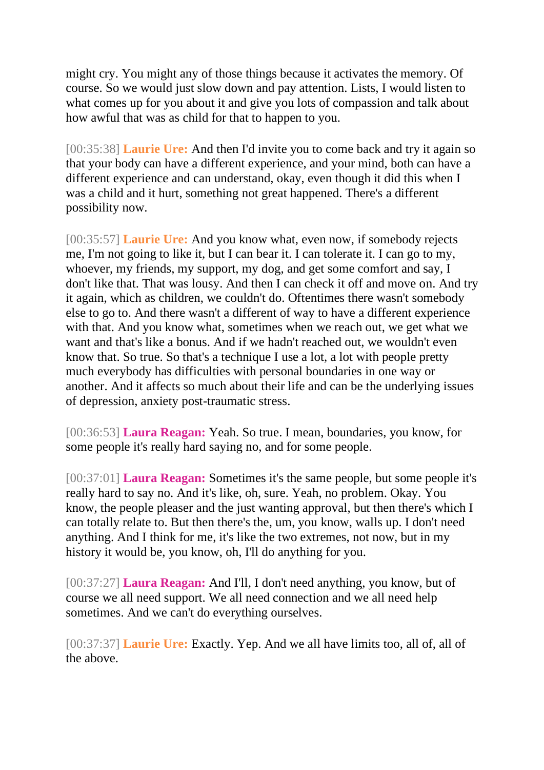might cry. You might any of those things because it activates the memory. Of course. So we would just slow down and pay attention. Lists, I would listen to what comes up for you about it and give you lots of compassion and talk about how awful that was as child for that to happen to you.

[00:35:38] **Laurie Ure:** And then I'd invite you to come back and try it again so that your body can have a different experience, and your mind, both can have a different experience and can understand, okay, even though it did this when I was a child and it hurt, something not great happened. There's a different possibility now.

[00:35:57] **Laurie Ure:** And you know what, even now, if somebody rejects me, I'm not going to like it, but I can bear it. I can tolerate it. I can go to my, whoever, my friends, my support, my dog, and get some comfort and say, I don't like that. That was lousy. And then I can check it off and move on. And try it again, which as children, we couldn't do. Oftentimes there wasn't somebody else to go to. And there wasn't a different of way to have a different experience with that. And you know what, sometimes when we reach out, we get what we want and that's like a bonus. And if we hadn't reached out, we wouldn't even know that. So true. So that's a technique I use a lot, a lot with people pretty much everybody has difficulties with personal boundaries in one way or another. And it affects so much about their life and can be the underlying issues of depression, anxiety post-traumatic stress.

[00:36:53] **Laura Reagan:** Yeah. So true. I mean, boundaries, you know, for some people it's really hard saying no, and for some people.

[00:37:01] **Laura Reagan:** Sometimes it's the same people, but some people it's really hard to say no. And it's like, oh, sure. Yeah, no problem. Okay. You know, the people pleaser and the just wanting approval, but then there's which I can totally relate to. But then there's the, um, you know, walls up. I don't need anything. And I think for me, it's like the two extremes, not now, but in my history it would be, you know, oh, I'll do anything for you.

[00:37:27] **Laura Reagan:** And I'll, I don't need anything, you know, but of course we all need support. We all need connection and we all need help sometimes. And we can't do everything ourselves.

[00:37:37] **Laurie Ure:** Exactly. Yep. And we all have limits too, all of, all of the above.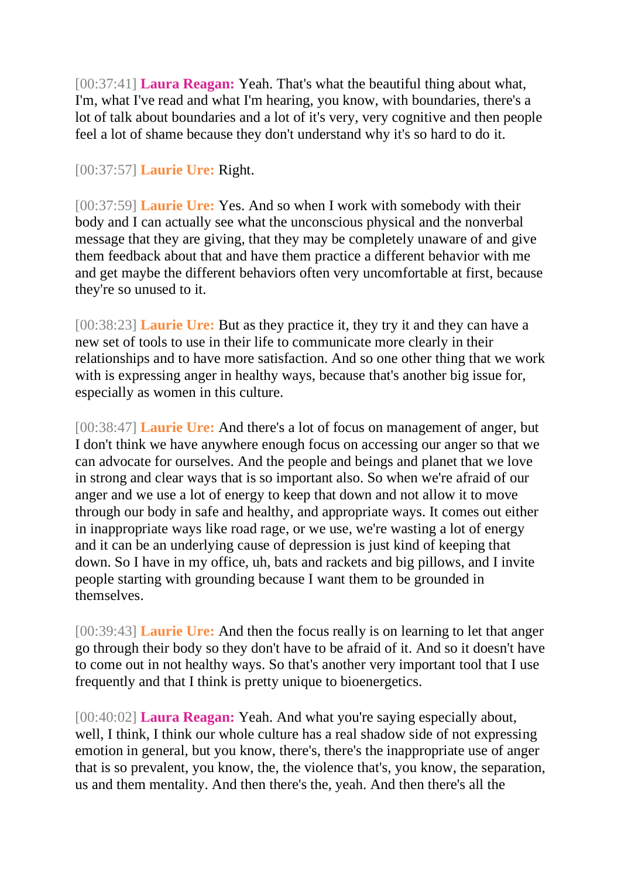[00:37:41] **Laura Reagan:** Yeah. That's what the beautiful thing about what, I'm, what I've read and what I'm hearing, you know, with boundaries, there's a lot of talk about boundaries and a lot of it's very, very cognitive and then people feel a lot of shame because they don't understand why it's so hard to do it.

[00:37:57] **Laurie Ure:** Right.

[00:37:59] **Laurie Ure:** Yes. And so when I work with somebody with their body and I can actually see what the unconscious physical and the nonverbal message that they are giving, that they may be completely unaware of and give them feedback about that and have them practice a different behavior with me and get maybe the different behaviors often very uncomfortable at first, because they're so unused to it.

[00:38:23] **Laurie Ure:** But as they practice it, they try it and they can have a new set of tools to use in their life to communicate more clearly in their relationships and to have more satisfaction. And so one other thing that we work with is expressing anger in healthy ways, because that's another big issue for, especially as women in this culture.

[00:38:47] **Laurie Ure:** And there's a lot of focus on management of anger, but I don't think we have anywhere enough focus on accessing our anger so that we can advocate for ourselves. And the people and beings and planet that we love in strong and clear ways that is so important also. So when we're afraid of our anger and we use a lot of energy to keep that down and not allow it to move through our body in safe and healthy, and appropriate ways. It comes out either in inappropriate ways like road rage, or we use, we're wasting a lot of energy and it can be an underlying cause of depression is just kind of keeping that down. So I have in my office, uh, bats and rackets and big pillows, and I invite people starting with grounding because I want them to be grounded in themselves.

[00:39:43] **Laurie Ure:** And then the focus really is on learning to let that anger go through their body so they don't have to be afraid of it. And so it doesn't have to come out in not healthy ways. So that's another very important tool that I use frequently and that I think is pretty unique to bioenergetics.

[00:40:02] **Laura Reagan:** Yeah. And what you're saying especially about, well, I think, I think our whole culture has a real shadow side of not expressing emotion in general, but you know, there's, there's the inappropriate use of anger that is so prevalent, you know, the, the violence that's, you know, the separation, us and them mentality. And then there's the, yeah. And then there's all the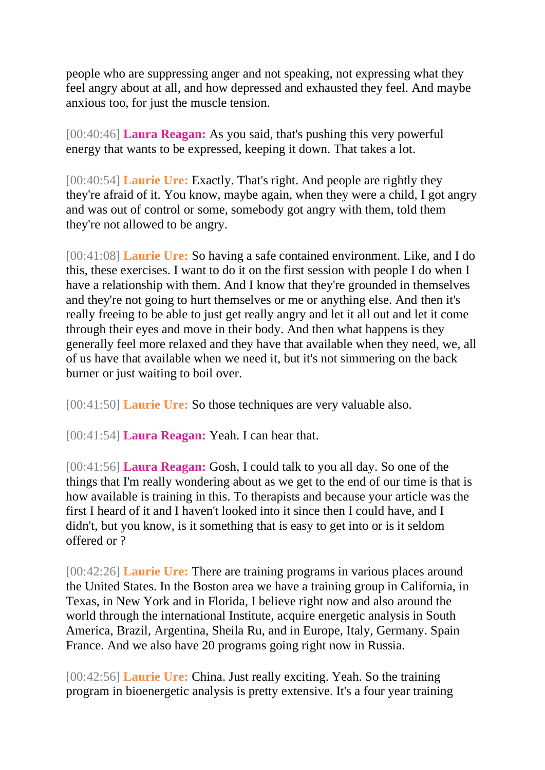people who are suppressing anger and not speaking, not expressing what they feel angry about at all, and how depressed and exhausted they feel. And maybe anxious too, for just the muscle tension.

[00:40:46] **Laura Reagan:** As you said, that's pushing this very powerful energy that wants to be expressed, keeping it down. That takes a lot.

[00:40:54] **Laurie Ure:** Exactly. That's right. And people are rightly they they're afraid of it. You know, maybe again, when they were a child, I got angry and was out of control or some, somebody got angry with them, told them they're not allowed to be angry.

[00:41:08] **Laurie Ure:** So having a safe contained environment. Like, and I do this, these exercises. I want to do it on the first session with people I do when I have a relationship with them. And I know that they're grounded in themselves and they're not going to hurt themselves or me or anything else. And then it's really freeing to be able to just get really angry and let it all out and let it come through their eyes and move in their body. And then what happens is they generally feel more relaxed and they have that available when they need, we, all of us have that available when we need it, but it's not simmering on the back burner or just waiting to boil over.

[00:41:50] **Laurie Ure:** So those techniques are very valuable also.

[00:41:54] **Laura Reagan:** Yeah. I can hear that.

[00:41:56] **Laura Reagan:** Gosh, I could talk to you all day. So one of the things that I'm really wondering about as we get to the end of our time is that is how available is training in this. To therapists and because your article was the first I heard of it and I haven't looked into it since then I could have, and I didn't, but you know, is it something that is easy to get into or is it seldom offered or ?

[00:42:26] **Laurie Ure:** There are training programs in various places around the United States. In the Boston area we have a training group in California, in Texas, in New York and in Florida, I believe right now and also around the world through the international Institute, acquire energetic analysis in South America, Brazil, Argentina, Sheila Ru, and in Europe, Italy, Germany. Spain France. And we also have 20 programs going right now in Russia.

[00:42:56] **Laurie Ure:** China. Just really exciting. Yeah. So the training program in bioenergetic analysis is pretty extensive. It's a four year training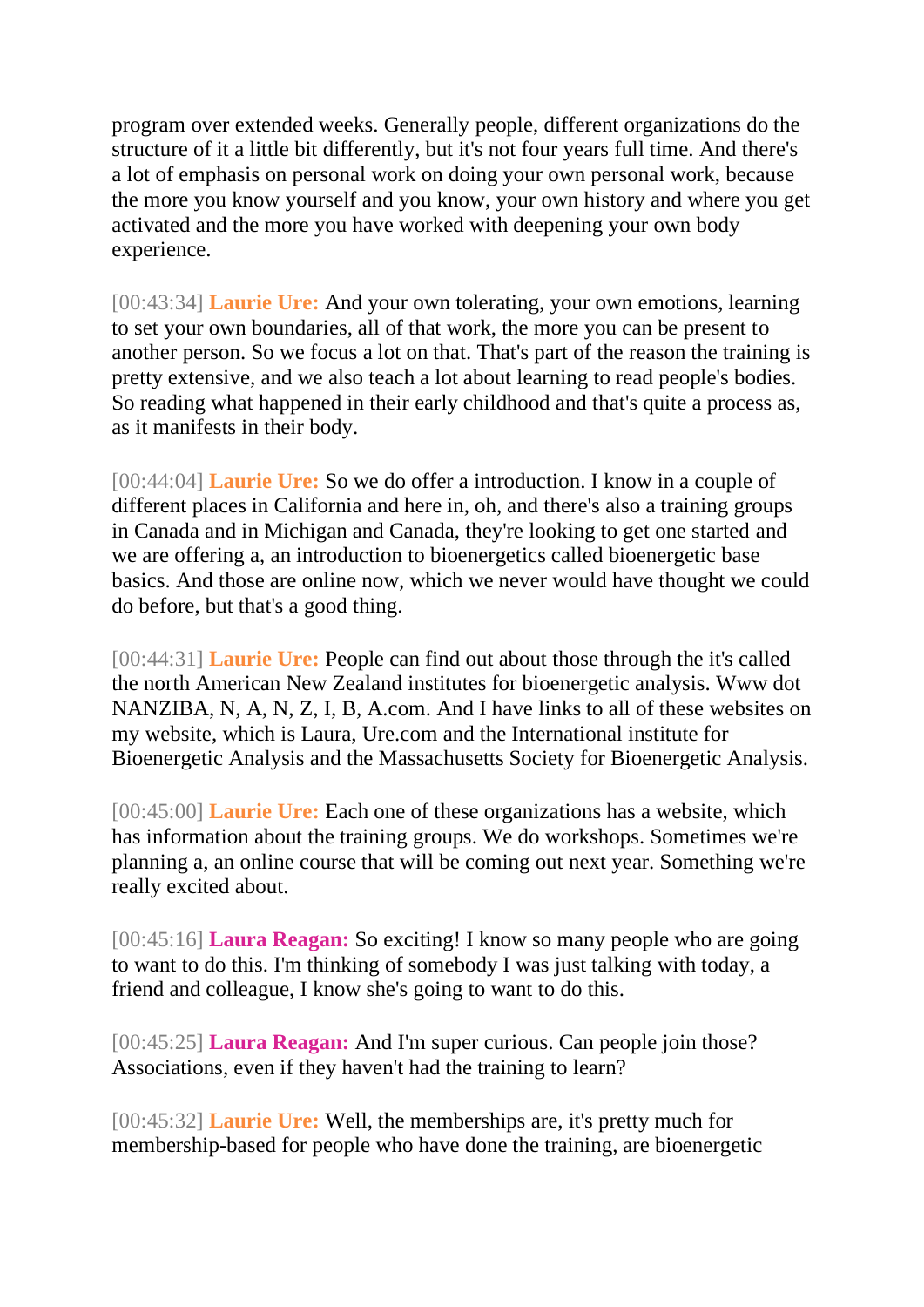program over extended weeks. Generally people, different organizations do the structure of it a little bit differently, but it's not four years full time. And there's a lot of emphasis on personal work on doing your own personal work, because the more you know yourself and you know, your own history and where you get activated and the more you have worked with deepening your own body experience.

[00:43:34] **Laurie Ure:** And your own tolerating, your own emotions, learning to set your own boundaries, all of that work, the more you can be present to another person. So we focus a lot on that. That's part of the reason the training is pretty extensive, and we also teach a lot about learning to read people's bodies. So reading what happened in their early childhood and that's quite a process as, as it manifests in their body.

[00:44:04] **Laurie Ure:** So we do offer a introduction. I know in a couple of different places in California and here in, oh, and there's also a training groups in Canada and in Michigan and Canada, they're looking to get one started and we are offering a, an introduction to bioenergetics called bioenergetic base basics. And those are online now, which we never would have thought we could do before, but that's a good thing.

[00:44:31] **Laurie Ure:** People can find out about those through the it's called the north American New Zealand institutes for bioenergetic analysis. Www dot NANZIBA, N, A, N, Z, I, B, A.com. And I have links to all of these websites on my website, which is Laura, Ure.com and the International institute for Bioenergetic Analysis and the Massachusetts Society for Bioenergetic Analysis.

[00:45:00] **Laurie Ure:** Each one of these organizations has a website, which has information about the training groups. We do workshops. Sometimes we're planning a, an online course that will be coming out next year. Something we're really excited about.

[00:45:16] **Laura Reagan:** So exciting! I know so many people who are going to want to do this. I'm thinking of somebody I was just talking with today, a friend and colleague, I know she's going to want to do this.

[00:45:25] **Laura Reagan:** And I'm super curious. Can people join those? Associations, even if they haven't had the training to learn?

[00:45:32] **Laurie Ure:** Well, the memberships are, it's pretty much for membership-based for people who have done the training, are bioenergetic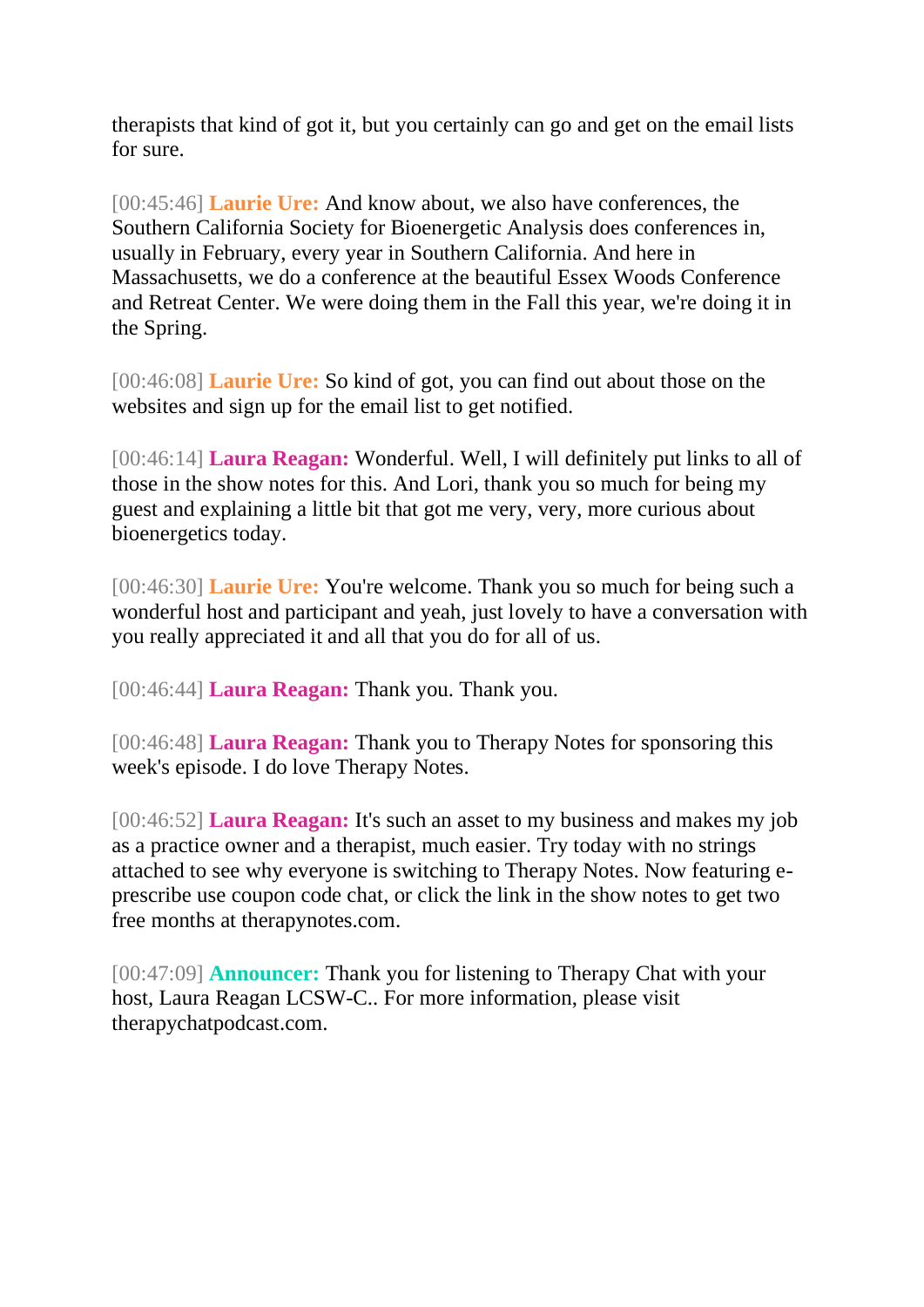therapists that kind of got it, but you certainly can go and get on the email lists for sure.

[00:45:46] **Laurie Ure:** And know about, we also have conferences, the Southern California Society for Bioenergetic Analysis does conferences in, usually in February, every year in Southern California. And here in Massachusetts, we do a conference at the beautiful Essex Woods Conference and Retreat Center. We were doing them in the Fall this year, we're doing it in the Spring.

[00:46:08] **Laurie Ure:** So kind of got, you can find out about those on the websites and sign up for the email list to get notified.

[00:46:14] **Laura Reagan:** Wonderful. Well, I will definitely put links to all of those in the show notes for this. And Lori, thank you so much for being my guest and explaining a little bit that got me very, very, more curious about bioenergetics today.

[00:46:30] **Laurie Ure:** You're welcome. Thank you so much for being such a wonderful host and participant and yeah, just lovely to have a conversation with you really appreciated it and all that you do for all of us.

[00:46:44] **Laura Reagan:** Thank you. Thank you.

[00:46:48] **Laura Reagan:** Thank you to Therapy Notes for sponsoring this week's episode. I do love Therapy Notes.

[00:46:52] **Laura Reagan:** It's such an asset to my business and makes my job as a practice owner and a therapist, much easier. Try today with no strings attached to see why everyone is switching to Therapy Notes. Now featuring e-prescribe use coupon code chat, or click the link in the show notes to get two free months at therapynotes.com.

[00:47:09] **Announcer:** Thank you for listening to Therapy Chat with your host, Laura Reagan LCSW-C.. For more information, please visit therapychatpodcast.com.